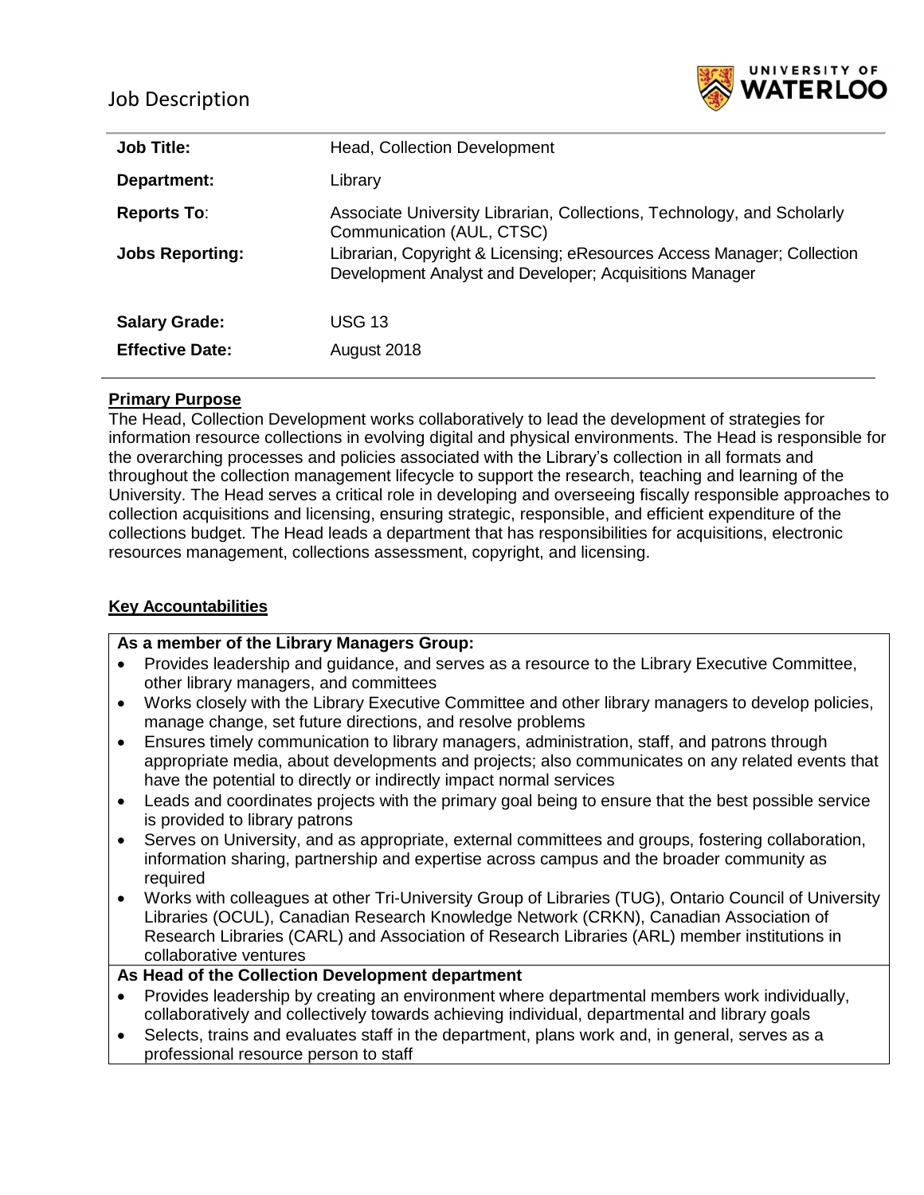# Job Description

| | |
|---|---|
| **Job Title:** | Head, Collection Development |
| **Department:** | Library |
| **Reports To:** | Associate University Librarian, Collections, Technology, and Scholarly Communication (AUL, CTSC) |
| **Jobs Reporting:** | Librarian, Copyright & Licensing; eResources Access Manager; Collection Development Analyst and Developer; Acquisitions Manager |
| **Salary Grade:** | USG 13 |
| **Effective Date:** | August 2018 |

## Primary Purpose

The Head, Collection Development works collaboratively to lead the development of strategies for information resource collections in evolving digital and physical environments. The Head is responsible for the overarching processes and policies associated with the Library's collection in all formats and throughout the collection management lifecycle to support the research, teaching and learning of the University. The Head serves a critical role in developing and overseeing fiscally responsible approaches to collection acquisitions and licensing, ensuring strategic, responsible, and efficient expenditure of the collections budget. The Head leads a department that has responsibilities for acquisitions, electronic resources management, collections assessment, copyright, and licensing.

## Key Accountabilities

**As a member of the Library Managers Group:**

- Provides leadership and guidance, and serves as a resource to the Library Executive Committee, other library managers, and committees
- Works closely with the Library Executive Committee and other library managers to develop policies, manage change, set future directions, and resolve problems
- Ensures timely communication to library managers, administration, staff, and patrons through appropriate media, about developments and projects; also communicates on any related events that have the potential to directly or indirectly impact normal services
- Leads and coordinates projects with the primary goal being to ensure that the best possible service is provided to library patrons
- Serves on University, and as appropriate, external committees and groups, fostering collaboration, information sharing, partnership and expertise across campus and the broader community as required
- Works with colleagues at other Tri-University Group of Libraries (TUG), Ontario Council of University Libraries (OCUL), Canadian Research Knowledge Network (CRKN), Canadian Association of Research Libraries (CARL) and Association of Research Libraries (ARL) member institutions in collaborative ventures

**As Head of the Collection Development department**

- Provides leadership by creating an environment where departmental members work individually, collaboratively and collectively towards achieving individual, departmental and library goals
- Selects, trains and evaluates staff in the department, plans work and, in general, serves as a professional resource person to staff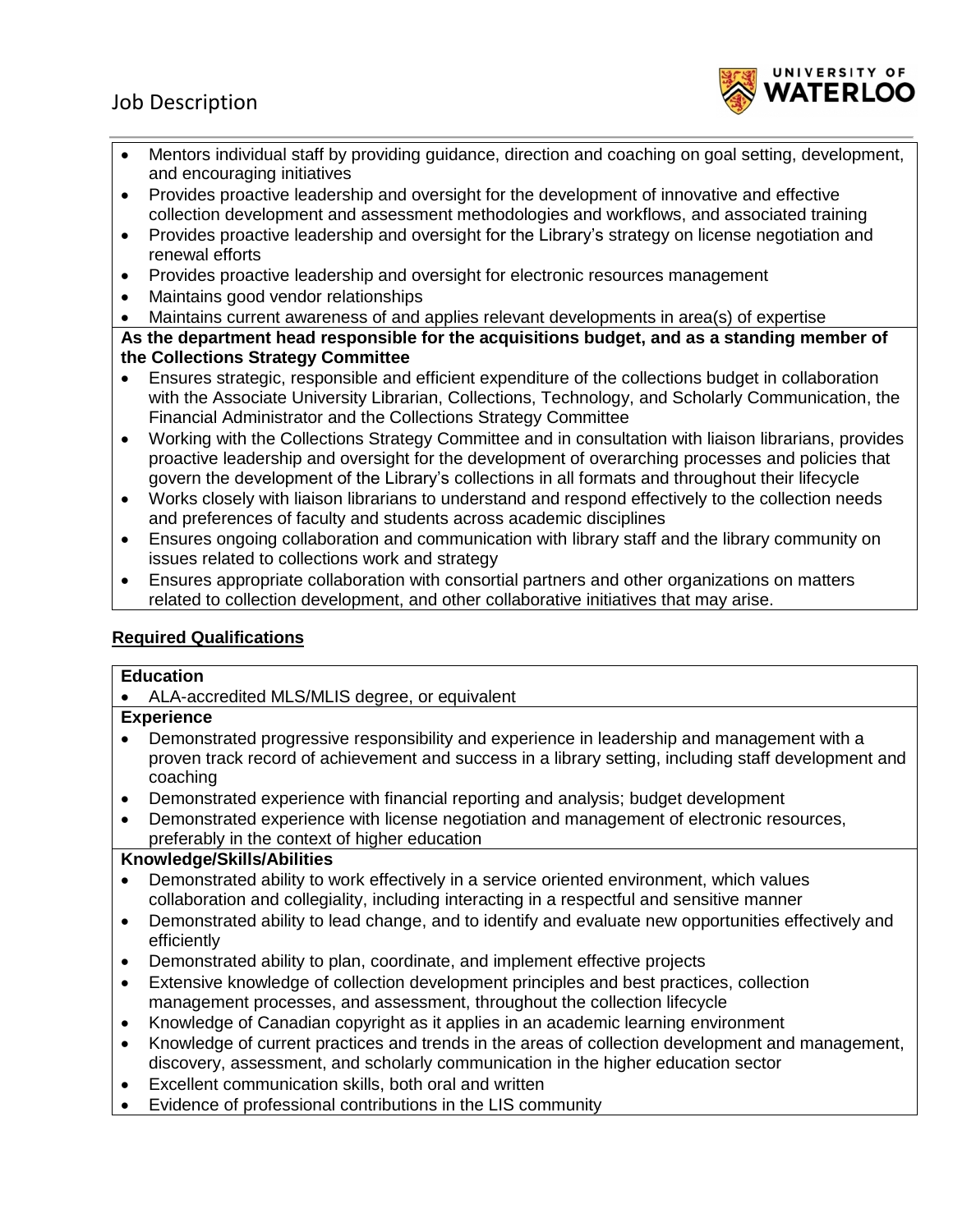- Mentors individual staff by providing guidance, direction and coaching on goal setting, development, and encouraging initiatives
- Provides proactive leadership and oversight for the development of innovative and effective collection development and assessment methodologies and workflows, and associated training
- Provides proactive leadership and oversight for the Library's strategy on license negotiation and renewal efforts
- Provides proactive leadership and oversight for electronic resources management
- Maintains good vendor relationships
- Maintains current awareness of and applies relevant developments in area(s) of expertise

**As the department head responsible for the acquisitions budget, and as a standing member of the Collections Strategy Committee**

- Ensures strategic, responsible and efficient expenditure of the collections budget in collaboration with the Associate University Librarian, Collections, Technology, and Scholarly Communication, the Financial Administrator and the Collections Strategy Committee
- Working with the Collections Strategy Committee and in consultation with liaison librarians, provides proactive leadership and oversight for the development of overarching processes and policies that govern the development of the Library's collections in all formats and throughout their lifecycle
- Works closely with liaison librarians to understand and respond effectively to the collection needs and preferences of faculty and students across academic disciplines
- Ensures ongoing collaboration and communication with library staff and the library community on issues related to collections work and strategy
- Ensures appropriate collaboration with consortial partners and other organizations on matters related to collection development, and other collaborative initiatives that may arise.

## Required Qualifications

**Education**

- ALA-accredited MLS/MLIS degree, or equivalent

**Experience**

- Demonstrated progressive responsibility and experience in leadership and management with a proven track record of achievement and success in a library setting, including staff development and coaching
- Demonstrated experience with financial reporting and analysis; budget development
- Demonstrated experience with license negotiation and management of electronic resources, preferably in the context of higher education

**Knowledge/Skills/Abilities**

- Demonstrated ability to work effectively in a service oriented environment, which values collaboration and collegiality, including interacting in a respectful and sensitive manner
- Demonstrated ability to lead change, and to identify and evaluate new opportunities effectively and efficiently
- Demonstrated ability to plan, coordinate, and implement effective projects
- Extensive knowledge of collection development principles and best practices, collection management processes, and assessment, throughout the collection lifecycle
- Knowledge of Canadian copyright as it applies in an academic learning environment
- Knowledge of current practices and trends in the areas of collection development and management, discovery, assessment, and scholarly communication in the higher education sector
- Excellent communication skills, both oral and written
- Evidence of professional contributions in the LIS community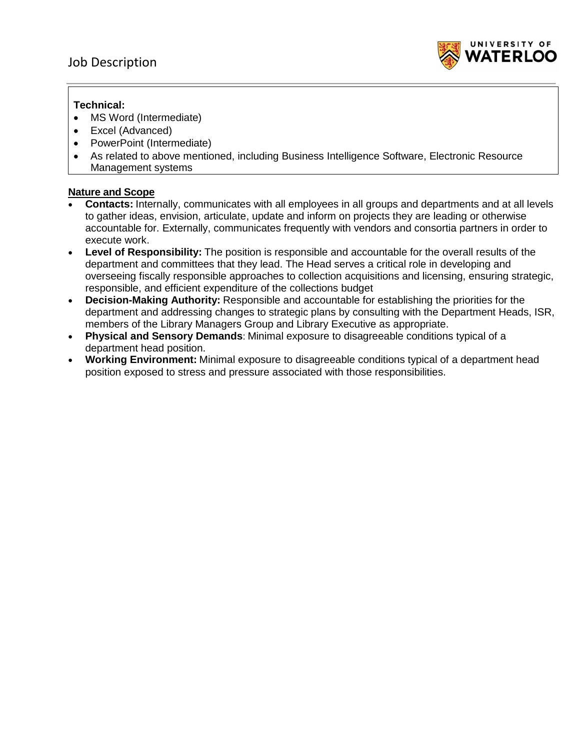**Technical:**

- MS Word (Intermediate)
- Excel (Advanced)
- PowerPoint (Intermediate)
- As related to above mentioned, including Business Intelligence Software, Electronic Resource Management systems

**Nature and Scope**

- **Contacts:** Internally, communicates with all employees in all groups and departments and at all levels to gather ideas, envision, articulate, update and inform on projects they are leading or otherwise accountable for. Externally, communicates frequently with vendors and consortia partners in order to execute work.
- **Level of Responsibility:** The position is responsible and accountable for the overall results of the department and committees that they lead. The Head serves a critical role in developing and overseeing fiscally responsible approaches to collection acquisitions and licensing, ensuring strategic, responsible, and efficient expenditure of the collections budget
- **Decision-Making Authority:** Responsible and accountable for establishing the priorities for the department and addressing changes to strategic plans by consulting with the Department Heads, ISR, members of the Library Managers Group and Library Executive as appropriate.
- **Physical and Sensory Demands**: Minimal exposure to disagreeable conditions typical of a department head position.
- **Working Environment:** Minimal exposure to disagreeable conditions typical of a department head position exposed to stress and pressure associated with those responsibilities.